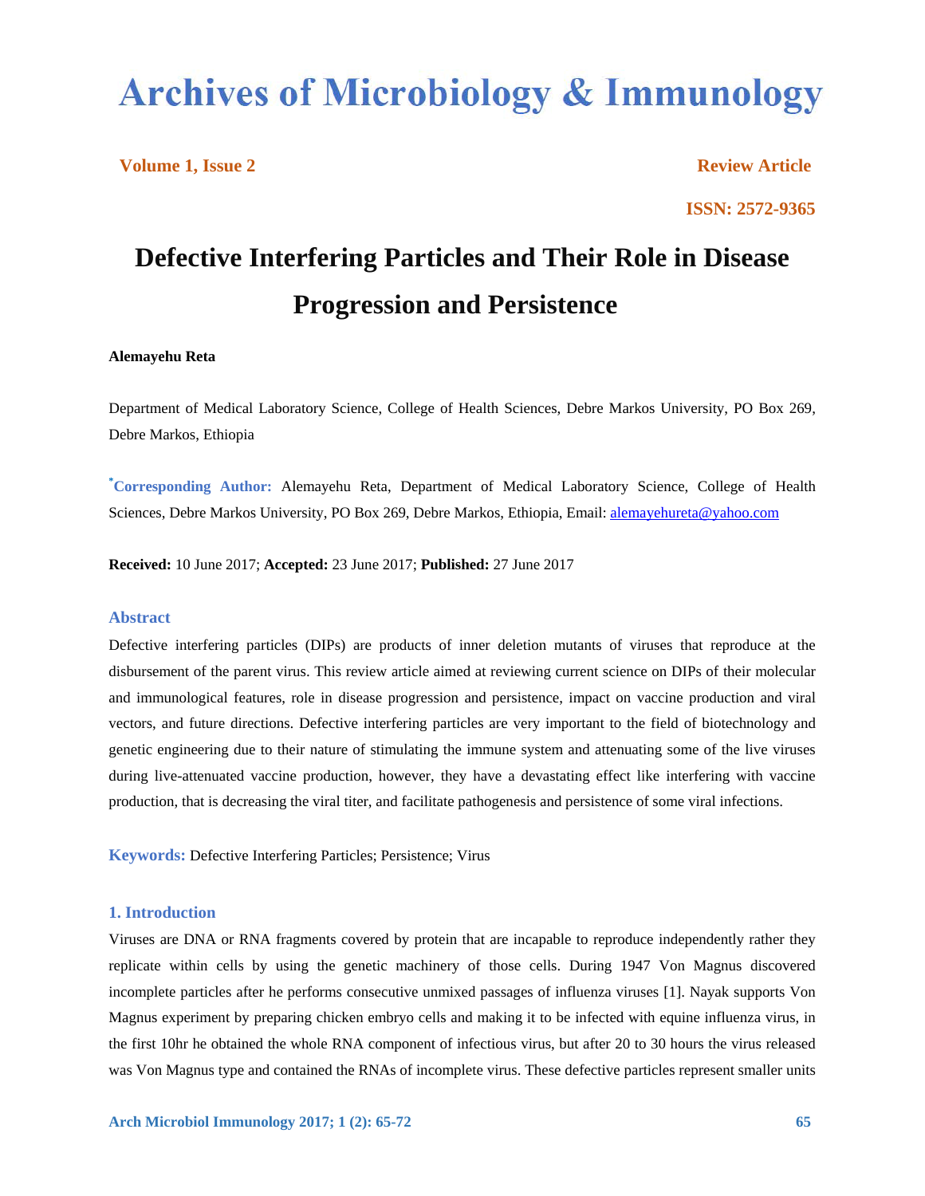# Archives of Microbiology & Immunology

**Volume 1, Issue 2** **Review Article**

**ISSN: 2572-9365**

# Defective Interfering Particles and Their Role in Disease Progression and Persistence

**Alemayehu Reta**

Department of Medical Laboratory Science, College of Health Sciences, Debre Markos University, PO Box 269, Debre Markos, Ethiopia

**[*]Corresponding Author:** Alemayehu Reta, Department of Medical Laboratory Science, College of Health Sciences, Debre Markos University, PO Box 269, Debre Markos, Ethiopia, Email: alemayehureta@yahoo.com

**Received:** 10 June 2017; **Accepted:** 23 June 2017; **Published:** 27 June 2017

## Abstract

Defective interfering particles (DIPs) are products of inner deletion mutants of viruses that reproduce at the disbursement of the parent virus. This review article aimed at reviewing current science on DIPs of their molecular and immunological features, role in disease progression and persistence, impact on vaccine production and viral vectors, and future directions. Defective interfering particles are very important to the field of biotechnology and genetic engineering due to their nature of stimulating the immune system and attenuating some of the live viruses during live-attenuated vaccine production, however, they have a devastating effect like interfering with vaccine production, that is decreasing the viral titer, and facilitate pathogenesis and persistence of some viral infections.

**Keywords:** Defective Interfering Particles; Persistence; Virus

## 1. Introduction

Viruses are DNA or RNA fragments covered by protein that are incapable to reproduce independently rather they replicate within cells by using the genetic machinery of those cells. During 1947 Von Magnus discovered incomplete particles after he performs consecutive unmixed passages of influenza viruses [1]. Nayak supports Von Magnus experiment by preparing chicken embryo cells and making it to be infected with equine influenza virus, in the first 10hr he obtained the whole RNA component of infectious virus, but after 20 to 30 hours the virus released was Von Magnus type and contained the RNAs of incomplete virus. These defective particles represent smaller units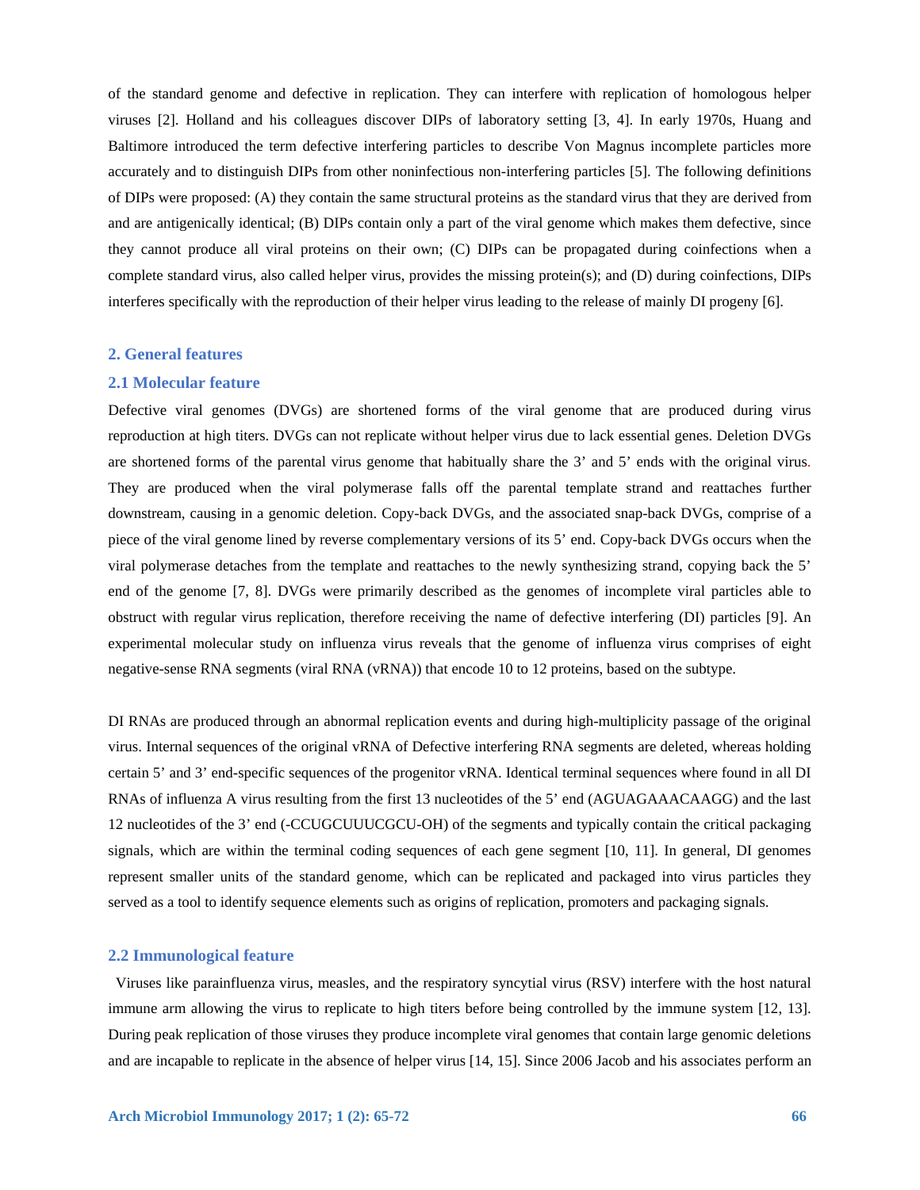of the standard genome and defective in replication. They can interfere with replication of homologous helper viruses [2]. Holland and his colleagues discover DIPs of laboratory setting [3, 4]. In early 1970s, Huang and Baltimore introduced the term defective interfering particles to describe Von Magnus incomplete particles more accurately and to distinguish DIPs from other noninfectious non-interfering particles [5]. The following definitions of DIPs were proposed: (A) they contain the same structural proteins as the standard virus that they are derived from and are antigenically identical; (B) DIPs contain only a part of the viral genome which makes them defective, since they cannot produce all viral proteins on their own; (C) DIPs can be propagated during coinfections when a complete standard virus, also called helper virus, provides the missing protein(s); and (D) during coinfections, DIPs interferes specifically with the reproduction of their helper virus leading to the release of mainly DI progeny [6].

## 2. General features

### 2.1 Molecular feature

Defective viral genomes (DVGs) are shortened forms of the viral genome that are produced during virus reproduction at high titers. DVGs can not replicate without helper virus due to lack essential genes. Deletion DVGs are shortened forms of the parental virus genome that habitually share the 3' and 5' ends with the original virus. They are produced when the viral polymerase falls off the parental template strand and reattaches further downstream, causing in a genomic deletion. Copy-back DVGs, and the associated snap-back DVGs, comprise of a piece of the viral genome lined by reverse complementary versions of its 5' end. Copy-back DVGs occurs when the viral polymerase detaches from the template and reattaches to the newly synthesizing strand, copying back the 5' end of the genome [7, 8]. DVGs were primarily described as the genomes of incomplete viral particles able to obstruct with regular virus replication, therefore receiving the name of defective interfering (DI) particles [9]. An experimental molecular study on influenza virus reveals that the genome of influenza virus comprises of eight negative-sense RNA segments (viral RNA (vRNA)) that encode 10 to 12 proteins, based on the subtype.

DI RNAs are produced through an abnormal replication events and during high-multiplicity passage of the original virus. Internal sequences of the original vRNA of Defective interfering RNA segments are deleted, whereas holding certain 5' and 3' end-specific sequences of the progenitor vRNA. Identical terminal sequences where found in all DI RNAs of influenza A virus resulting from the first 13 nucleotides of the 5' end (AGUAGAAACAAGG) and the last 12 nucleotides of the 3' end (-CCUGCUUUCGCU-OH) of the segments and typically contain the critical packaging signals, which are within the terminal coding sequences of each gene segment [10, 11]. In general, DI genomes represent smaller units of the standard genome, which can be replicated and packaged into virus particles they served as a tool to identify sequence elements such as origins of replication, promoters and packaging signals.

### 2.2 Immunological feature

Viruses like parainfluenza virus, measles, and the respiratory syncytial virus (RSV) interfere with the host natural immune arm allowing the virus to replicate to high titers before being controlled by the immune system [12, 13]. During peak replication of those viruses they produce incomplete viral genomes that contain large genomic deletions and are incapable to replicate in the absence of helper virus [14, 15]. Since 2006 Jacob and his associates perform an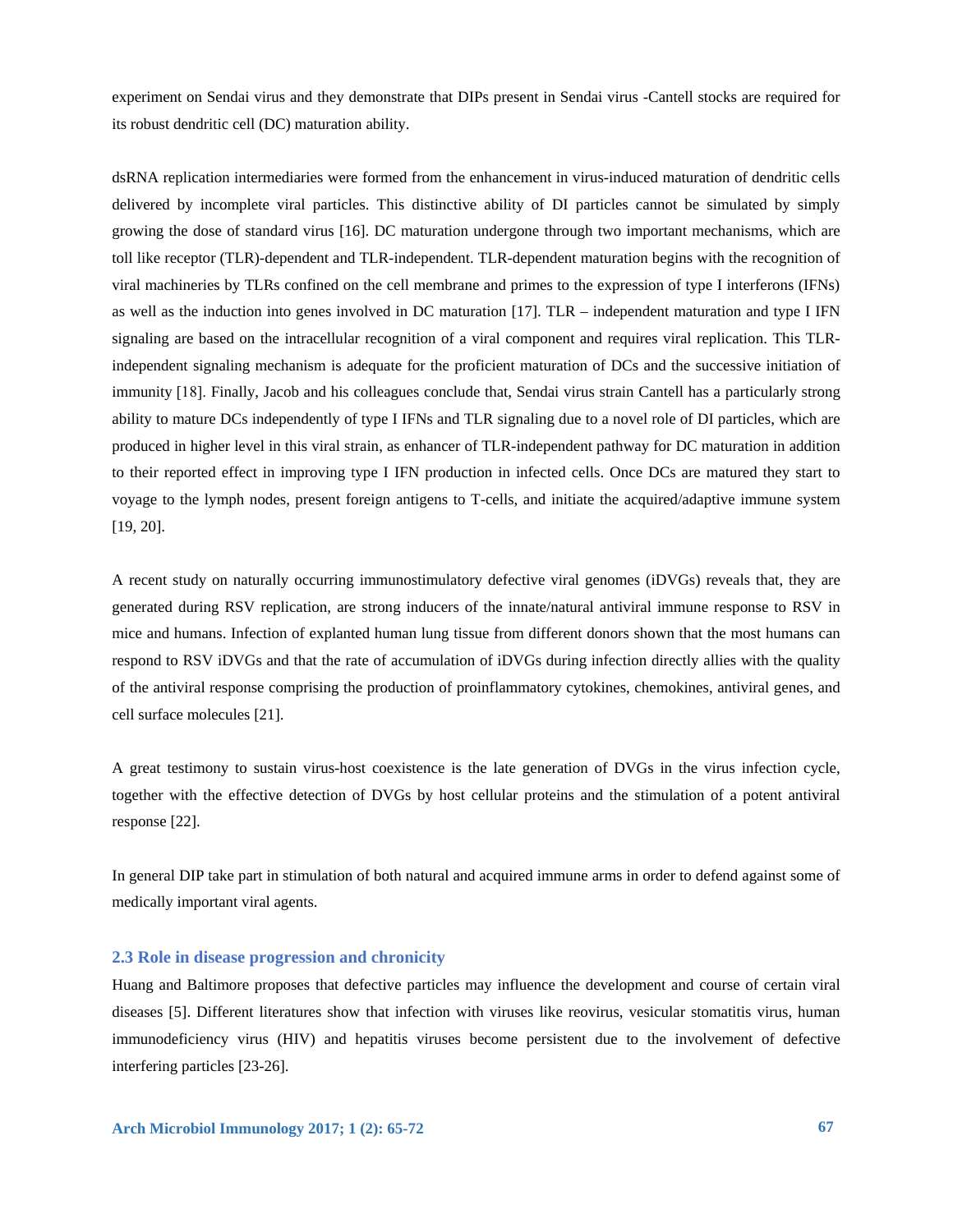experiment on Sendai virus and they demonstrate that DIPs present in Sendai virus -Cantell stocks are required for its robust dendritic cell (DC) maturation ability.

dsRNA replication intermediaries were formed from the enhancement in virus-induced maturation of dendritic cells delivered by incomplete viral particles. This distinctive ability of DI particles cannot be simulated by simply growing the dose of standard virus [16]. DC maturation undergone through two important mechanisms, which are toll like receptor (TLR)-dependent and TLR-independent. TLR-dependent maturation begins with the recognition of viral machineries by TLRs confined on the cell membrane and primes to the expression of type I interferons (IFNs) as well as the induction into genes involved in DC maturation [17]. TLR – independent maturation and type I IFN signaling are based on the intracellular recognition of a viral component and requires viral replication. This TLR-independent signaling mechanism is adequate for the proficient maturation of DCs and the successive initiation of immunity [18]. Finally, Jacob and his colleagues conclude that, Sendai virus strain Cantell has a particularly strong ability to mature DCs independently of type I IFNs and TLR signaling due to a novel role of DI particles, which are produced in higher level in this viral strain, as enhancer of TLR-independent pathway for DC maturation in addition to their reported effect in improving type I IFN production in infected cells. Once DCs are matured they start to voyage to the lymph nodes, present foreign antigens to T-cells, and initiate the acquired/adaptive immune system [19, 20].

A recent study on naturally occurring immunostimulatory defective viral genomes (iDVGs) reveals that, they are generated during RSV replication, are strong inducers of the innate/natural antiviral immune response to RSV in mice and humans. Infection of explanted human lung tissue from different donors shown that the most humans can respond to RSV iDVGs and that the rate of accumulation of iDVGs during infection directly allies with the quality of the antiviral response comprising the production of proinflammatory cytokines, chemokines, antiviral genes, and cell surface molecules [21].

A great testimony to sustain virus-host coexistence is the late generation of DVGs in the virus infection cycle, together with the effective detection of DVGs by host cellular proteins and the stimulation of a potent antiviral response [22].

In general DIP take part in stimulation of both natural and acquired immune arms in order to defend against some of medically important viral agents.

## 2.3 Role in disease progression and chronicity

Huang and Baltimore proposes that defective particles may influence the development and course of certain viral diseases [5]. Different literatures show that infection with viruses like reovirus, vesicular stomatitis virus, human immunodeficiency virus (HIV) and hepatitis viruses become persistent due to the involvement of defective interfering particles [23-26].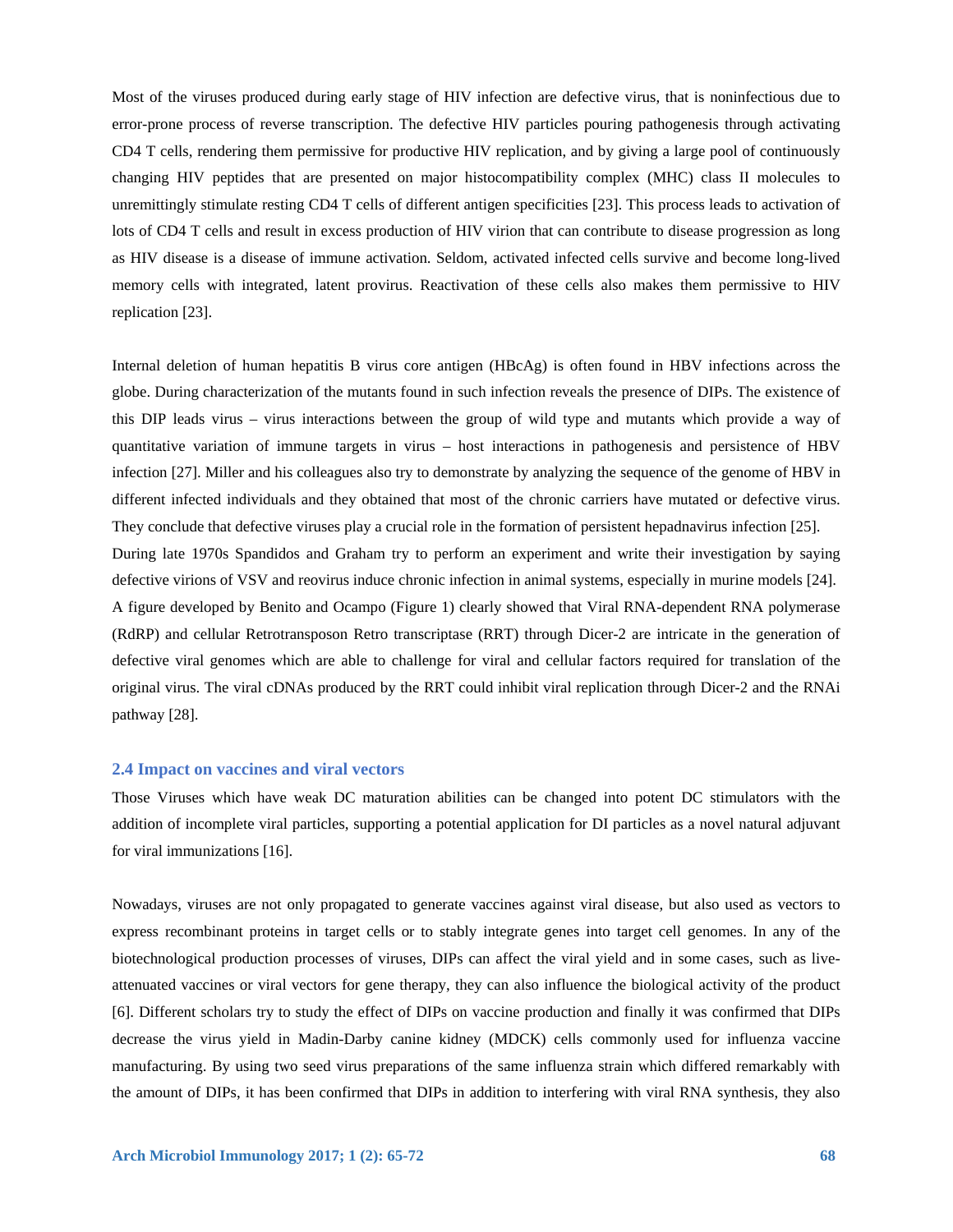Most of the viruses produced during early stage of HIV infection are defective virus, that is noninfectious due to error-prone process of reverse transcription. The defective HIV particles pouring pathogenesis through activating CD4 T cells, rendering them permissive for productive HIV replication, and by giving a large pool of continuously changing HIV peptides that are presented on major histocompatibility complex (MHC) class II molecules to unremittingly stimulate resting CD4 T cells of different antigen specificities [23]. This process leads to activation of lots of CD4 T cells and result in excess production of HIV virion that can contribute to disease progression as long as HIV disease is a disease of immune activation. Seldom, activated infected cells survive and become long-lived memory cells with integrated, latent provirus. Reactivation of these cells also makes them permissive to HIV replication [23].

Internal deletion of human hepatitis B virus core antigen (HBcAg) is often found in HBV infections across the globe. During characterization of the mutants found in such infection reveals the presence of DIPs. The existence of this DIP leads virus – virus interactions between the group of wild type and mutants which provide a way of quantitative variation of immune targets in virus – host interactions in pathogenesis and persistence of HBV infection [27]. Miller and his colleagues also try to demonstrate by analyzing the sequence of the genome of HBV in different infected individuals and they obtained that most of the chronic carriers have mutated or defective virus. They conclude that defective viruses play a crucial role in the formation of persistent hepadnavirus infection [25].

During late 1970s Spandidos and Graham try to perform an experiment and write their investigation by saying defective virions of VSV and reovirus induce chronic infection in animal systems, especially in murine models [24].

A figure developed by Benito and Ocampo (Figure 1) clearly showed that Viral RNA-dependent RNA polymerase (RdRP) and cellular Retrotransposon Retro transcriptase (RRT) through Dicer-2 are intricate in the generation of defective viral genomes which are able to challenge for viral and cellular factors required for translation of the original virus. The viral cDNAs produced by the RRT could inhibit viral replication through Dicer-2 and the RNAi pathway [28].

### 2.4 Impact on vaccines and viral vectors

Those Viruses which have weak DC maturation abilities can be changed into potent DC stimulators with the addition of incomplete viral particles, supporting a potential application for DI particles as a novel natural adjuvant for viral immunizations [16].

Nowadays, viruses are not only propagated to generate vaccines against viral disease, but also used as vectors to express recombinant proteins in target cells or to stably integrate genes into target cell genomes. In any of the biotechnological production processes of viruses, DIPs can affect the viral yield and in some cases, such as live-attenuated vaccines or viral vectors for gene therapy, they can also influence the biological activity of the product [6]. Different scholars try to study the effect of DIPs on vaccine production and finally it was confirmed that DIPs decrease the virus yield in Madin-Darby canine kidney (MDCK) cells commonly used for influenza vaccine manufacturing. By using two seed virus preparations of the same influenza strain which differed remarkably with the amount of DIPs, it has been confirmed that DIPs in addition to interfering with viral RNA synthesis, they also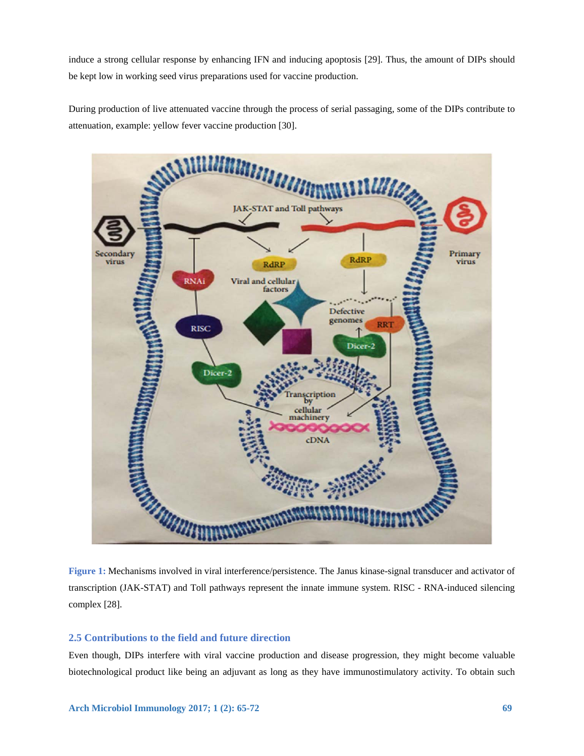induce a strong cellular response by enhancing IFN and inducing apoptosis [29]. Thus, the amount of DIPs should be kept low in working seed virus preparations used for vaccine production.

During production of live attenuated vaccine through the process of serial passaging, some of the DIPs contribute to attenuation, example: yellow fever vaccine production [30].

**Figure 1:** Mechanisms involved in viral interference/persistence. The Janus kinase-signal transducer and activator of transcription (JAK-STAT) and Toll pathways represent the innate immune system. RISC - RNA-induced silencing complex [28].

### 2.5 Contributions to the field and future direction

Even though, DIPs interfere with viral vaccine production and disease progression, they might become valuable biotechnological product like being an adjuvant as long as they have immunostimulatory activity. To obtain such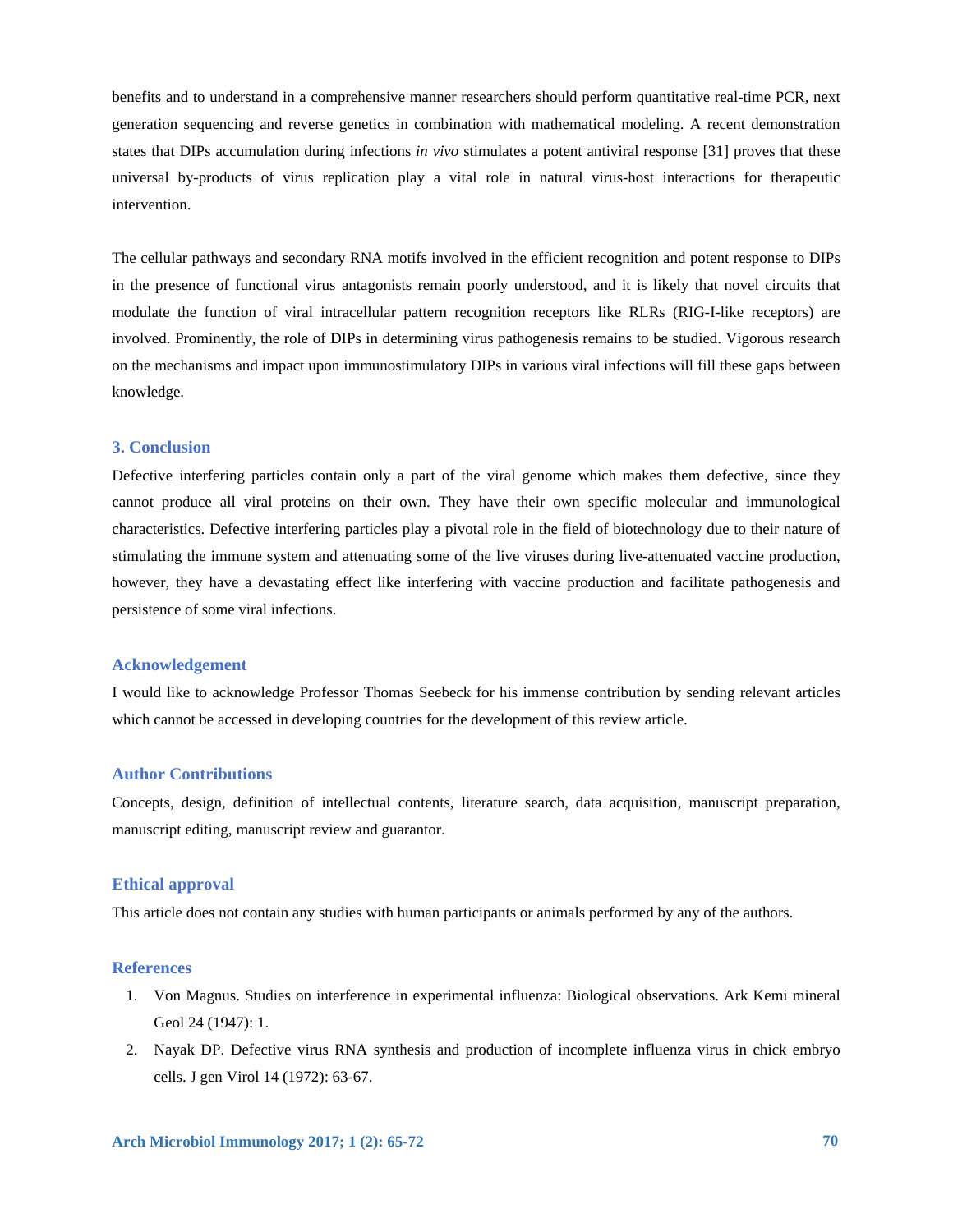benefits and to understand in a comprehensive manner researchers should perform quantitative real-time PCR, next generation sequencing and reverse genetics in combination with mathematical modeling. A recent demonstration states that DIPs accumulation during infections *in vivo* stimulates a potent antiviral response [31] proves that these universal by-products of virus replication play a vital role in natural virus-host interactions for therapeutic intervention.

The cellular pathways and secondary RNA motifs involved in the efficient recognition and potent response to DIPs in the presence of functional virus antagonists remain poorly understood, and it is likely that novel circuits that modulate the function of viral intracellular pattern recognition receptors like RLRs (RIG-I-like receptors) are involved. Prominently, the role of DIPs in determining virus pathogenesis remains to be studied. Vigorous research on the mechanisms and impact upon immunostimulatory DIPs in various viral infections will fill these gaps between knowledge.

## 3. Conclusion

Defective interfering particles contain only a part of the viral genome which makes them defective, since they cannot produce all viral proteins on their own. They have their own specific molecular and immunological characteristics. Defective interfering particles play a pivotal role in the field of biotechnology due to their nature of stimulating the immune system and attenuating some of the live viruses during live-attenuated vaccine production, however, they have a devastating effect like interfering with vaccine production and facilitate pathogenesis and persistence of some viral infections.

## Acknowledgement

I would like to acknowledge Professor Thomas Seebeck for his immense contribution by sending relevant articles which cannot be accessed in developing countries for the development of this review article.

## Author Contributions

Concepts, design, definition of intellectual contents, literature search, data acquisition, manuscript preparation, manuscript editing, manuscript review and guarantor.

## Ethical approval

This article does not contain any studies with human participants or animals performed by any of the authors.

## References

1. Von Magnus. Studies on interference in experimental influenza: Biological observations. Ark Kemi mineral Geol 24 (1947): 1.
2. Nayak DP. Defective virus RNA synthesis and production of incomplete influenza virus in chick embryo cells. J gen Virol 14 (1972): 63-67.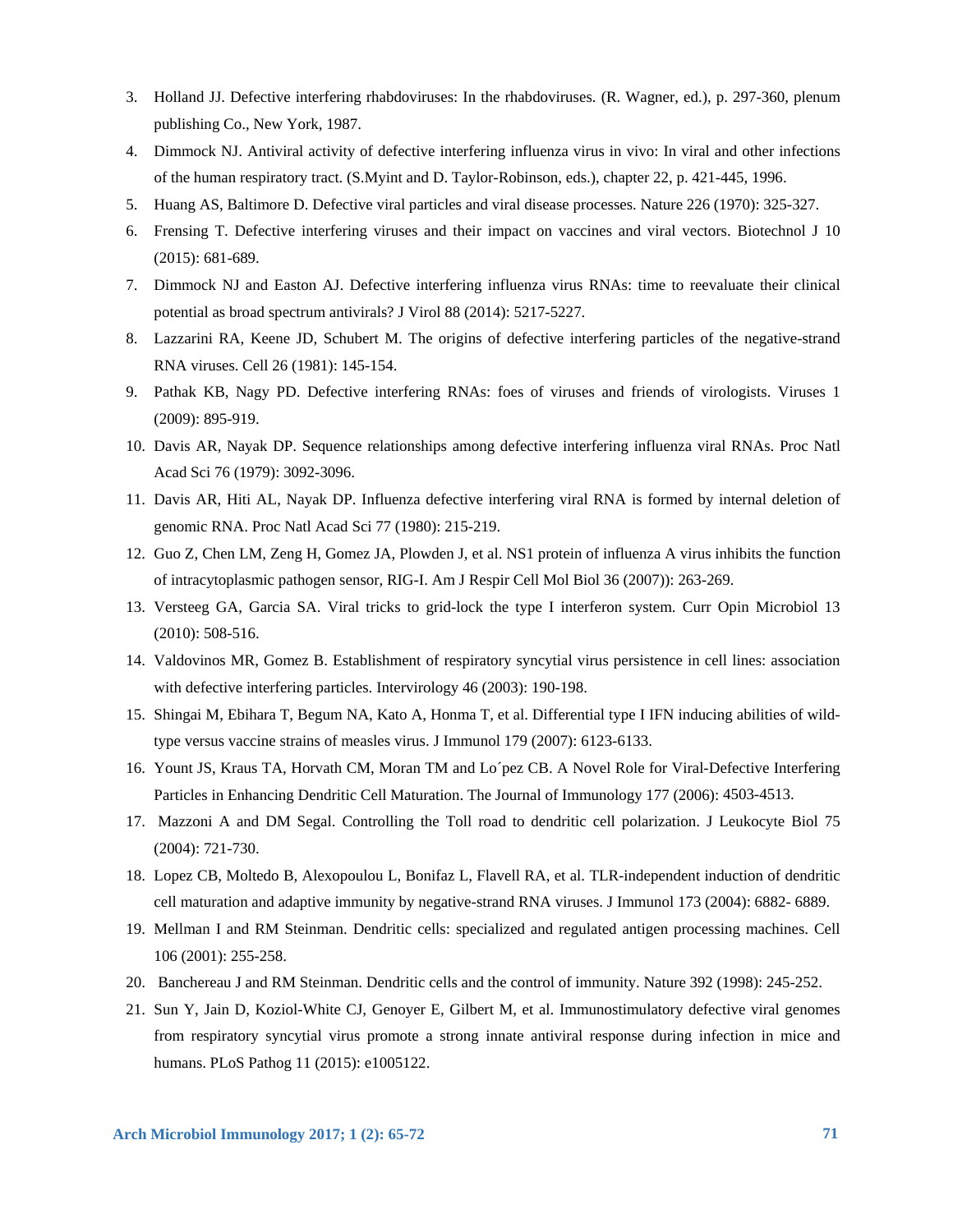3. Holland JJ. Defective interfering rhabdoviruses: In the rhabdoviruses. (R. Wagner, ed.), p. 297-360, plenum publishing Co., New York, 1987.
4. Dimmock NJ. Antiviral activity of defective interfering influenza virus in vivo: In viral and other infections of the human respiratory tract. (S.Myint and D. Taylor-Robinson, eds.), chapter 22, p. 421-445, 1996.
5. Huang AS, Baltimore D. Defective viral particles and viral disease processes. Nature 226 (1970): 325-327.
6. Frensing T. Defective interfering viruses and their impact on vaccines and viral vectors. Biotechnol J 10 (2015): 681-689.
7. Dimmock NJ and Easton AJ. Defective interfering influenza virus RNAs: time to reevaluate their clinical potential as broad spectrum antivirals? J Virol 88 (2014): 5217-5227.
8. Lazzarini RA, Keene JD, Schubert M. The origins of defective interfering particles of the negative-strand RNA viruses. Cell 26 (1981): 145-154.
9. Pathak KB, Nagy PD. Defective interfering RNAs: foes of viruses and friends of virologists. Viruses 1 (2009): 895-919.
10. Davis AR, Nayak DP. Sequence relationships among defective interfering influenza viral RNAs. Proc Natl Acad Sci 76 (1979): 3092-3096.
11. Davis AR, Hiti AL, Nayak DP. Influenza defective interfering viral RNA is formed by internal deletion of genomic RNA. Proc Natl Acad Sci 77 (1980): 215-219.
12. Guo Z, Chen LM, Zeng H, Gomez JA, Plowden J, et al. NS1 protein of influenza A virus inhibits the function of intracytoplasmic pathogen sensor, RIG-I. Am J Respir Cell Mol Biol 36 (2007)): 263-269.
13. Versteeg GA, Garcia SA. Viral tricks to grid-lock the type I interferon system. Curr Opin Microbiol 13 (2010): 508-516.
14. Valdovinos MR, Gomez B. Establishment of respiratory syncytial virus persistence in cell lines: association with defective interfering particles. Intervirology 46 (2003): 190-198.
15. Shingai M, Ebihara T, Begum NA, Kato A, Honma T, et al. Differential type I IFN inducing abilities of wild-type versus vaccine strains of measles virus. J Immunol 179 (2007): 6123-6133.
16. Yount JS, Kraus TA, Horvath CM, Moran TM and Lo´pez CB. A Novel Role for Viral-Defective Interfering Particles in Enhancing Dendritic Cell Maturation. The Journal of Immunology 177 (2006): 4503-4513.
17. Mazzoni A and DM Segal. Controlling the Toll road to dendritic cell polarization. J Leukocyte Biol 75 (2004): 721-730.
18. Lopez CB, Moltedo B, Alexopoulou L, Bonifaz L, Flavell RA, et al. TLR-independent induction of dendritic cell maturation and adaptive immunity by negative-strand RNA viruses. J Immunol 173 (2004): 6882- 6889.
19. Mellman I and RM Steinman. Dendritic cells: specialized and regulated antigen processing machines. Cell 106 (2001): 255-258.
20. Banchereau J and RM Steinman. Dendritic cells and the control of immunity. Nature 392 (1998): 245-252.
21. Sun Y, Jain D, Koziol-White CJ, Genoyer E, Gilbert M, et al. Immunostimulatory defective viral genomes from respiratory syncytial virus promote a strong innate antiviral response during infection in mice and humans. PLoS Pathog 11 (2015): e1005122.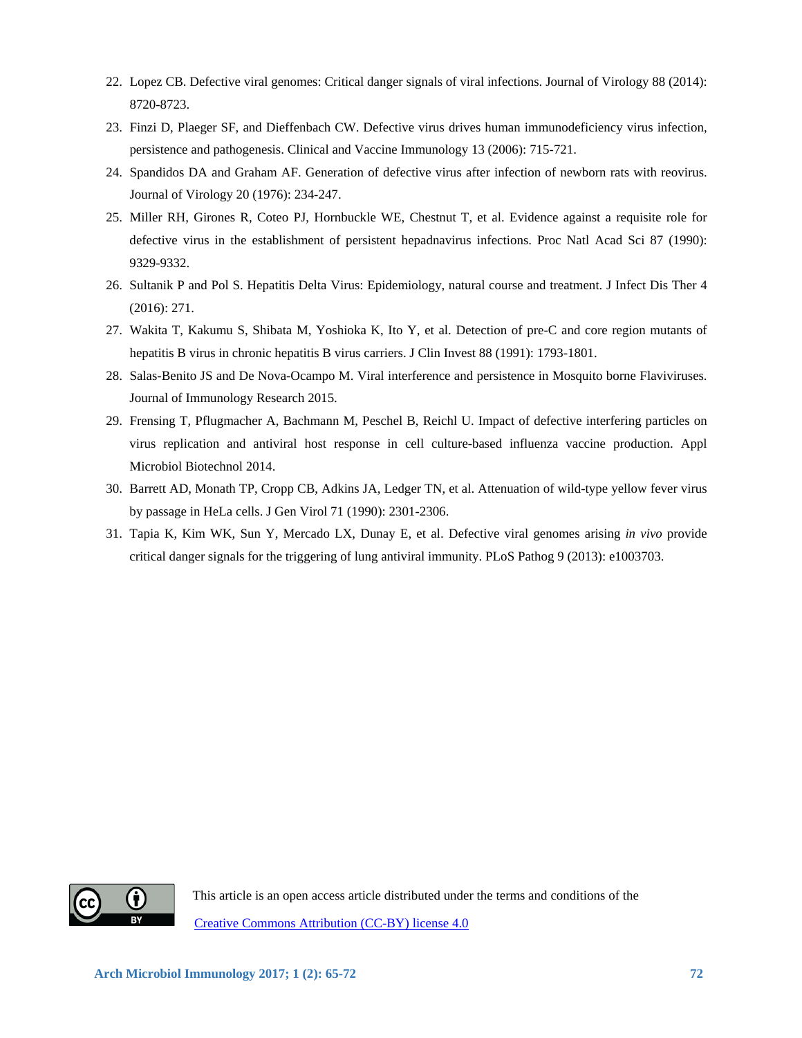22. Lopez CB. Defective viral genomes: Critical danger signals of viral infections. Journal of Virology 88 (2014): 8720-8723.
23. Finzi D, Plaeger SF, and Dieffenbach CW. Defective virus drives human immunodeficiency virus infection, persistence and pathogenesis. Clinical and Vaccine Immunology 13 (2006): 715-721.
24. Spandidos DA and Graham AF. Generation of defective virus after infection of newborn rats with reovirus. Journal of Virology 20 (1976): 234-247.
25. Miller RH, Girones R, Coteo PJ, Hornbuckle WE, Chestnut T, et al. Evidence against a requisite role for defective virus in the establishment of persistent hepadnavirus infections. Proc Natl Acad Sci 87 (1990): 9329-9332.
26. Sultanik P and Pol S. Hepatitis Delta Virus: Epidemiology, natural course and treatment. J Infect Dis Ther 4 (2016): 271.
27. Wakita T, Kakumu S, Shibata M, Yoshioka K, Ito Y, et al. Detection of pre-C and core region mutants of hepatitis B virus in chronic hepatitis B virus carriers. J Clin Invest 88 (1991): 1793-1801.
28. Salas-Benito JS and De Nova-Ocampo M. Viral interference and persistence in Mosquito borne Flaviviruses. Journal of Immunology Research 2015.
29. Frensing T, Pflugmacher A, Bachmann M, Peschel B, Reichl U. Impact of defective interfering particles on virus replication and antiviral host response in cell culture-based influenza vaccine production. Appl Microbiol Biotechnol 2014.
30. Barrett AD, Monath TP, Cropp CB, Adkins JA, Ledger TN, et al. Attenuation of wild-type yellow fever virus by passage in HeLa cells. J Gen Virol 71 (1990): 2301-2306.
31. Tapia K, Kim WK, Sun Y, Mercado LX, Dunay E, et al. Defective viral genomes arising *in vivo* provide critical danger signals for the triggering of lung antiviral immunity. PLoS Pathog 9 (2013): e1003703.

This article is an open access article distributed under the terms and conditions of the [Creative Commons Attribution (CC-BY) license 4.0](https://creativecommons.org/licenses/by/4.0/)